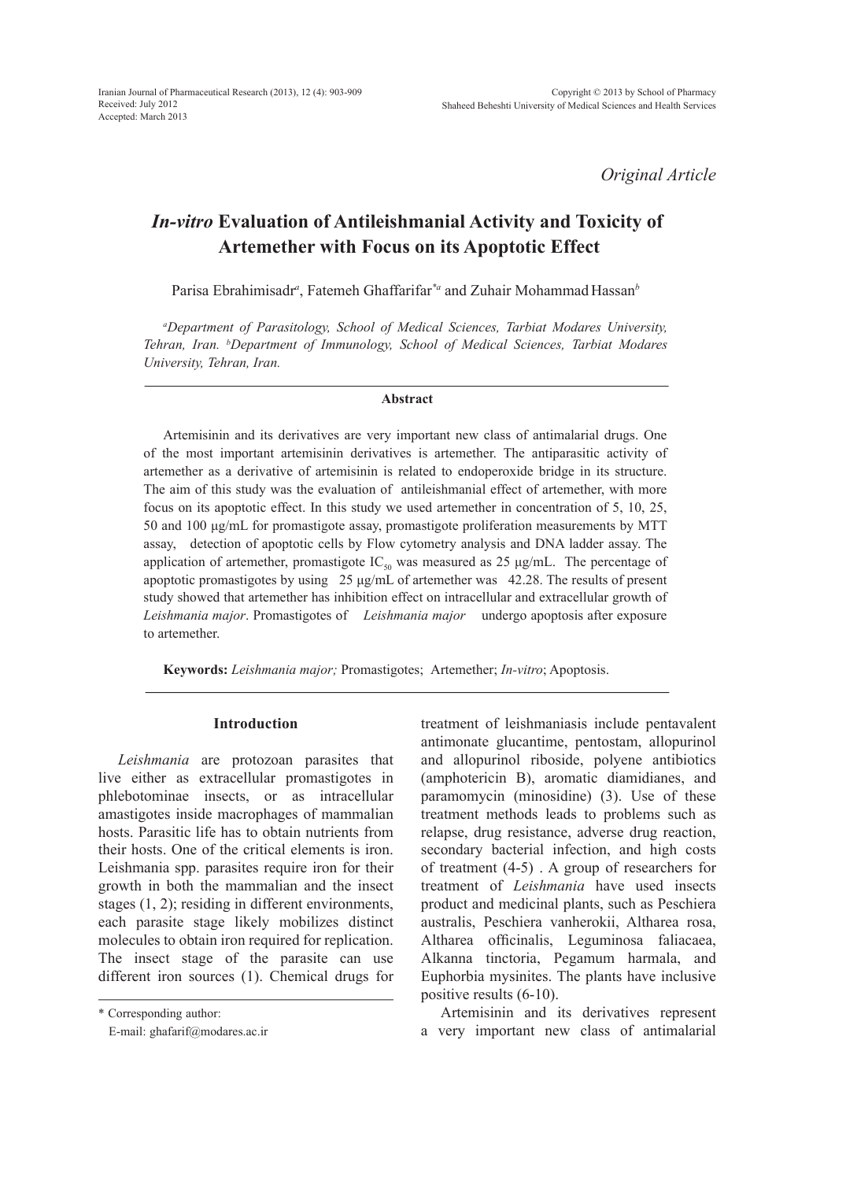*Original Article*

# *In-vitro* Evaluation of Antileishmanial Activity and Toxicity of Artemether with Focus on its Apoptotic Effect

Parisa Ebrahimisadr[a], Fatemeh Ghaffarifar[*a] and Zuhair Mohammad Hassan[b]

[a]*Department of Parasitology, School of Medical Sciences, Tarbiat Modares University, Tehran, Iran.* [b]*Department of Immunology, School of Medical Sciences, Tarbiat Modares University, Tehran, Iran.*

**Abstract**

Artemisinin and its derivatives are very important new class of antimalarial drugs. One of the most important artemisinin derivatives is artemether. The antiparasitic activity of artemether as a derivative of artemisinin is related to endoperoxide bridge in its structure. The aim of this study was the evaluation of antileishmanial effect of artemether, with more focus on its apoptotic effect. In this study we used artemether in concentration of 5, 10, 25, 50 and 100 µg/mL for promastigote assay, promastigote proliferation measurements by MTT assay, detection of apoptotic cells by Flow cytometry analysis and DNA ladder assay. The application of artemether, promastigote $IC_{50}$ was measured as 25 µg/mL. The percentage of apoptotic promastigotes by using 25 µg/mL of artemether was 42.28. The results of present study showed that artemether has inhibition effect on intracellular and extracellular growth of *Leishmania major*. Promastigotes of *Leishmania major* undergo apoptosis after exposure to artemether.

**Keywords:** *Leishmania major;* Promastigotes; Artemether; *In-vitro*; Apoptosis.

## Introduction

*Leishmania* are protozoan parasites that live either as extracellular promastigotes in phlebotominae insects, or as intracellular amastigotes inside macrophages of mammalian hosts. Parasitic life has to obtain nutrients from their hosts. One of the critical elements is iron. Leishmania spp. parasites require iron for their growth in both the mammalian and the insect stages (1, 2); residing in different environments, each parasite stage likely mobilizes distinct molecules to obtain iron required for replication. The insect stage of the parasite can use different iron sources (1). Chemical drugs for treatment of leishmaniasis include pentavalent antimonate glucantime, pentostam, allopurinol and allopurinol riboside, polyene antibiotics (amphotericin B), aromatic diamidianes, and paramomycin (minosidine) (3). Use of these treatment methods leads to problems such as relapse, drug resistance, adverse drug reaction, secondary bacterial infection, and high costs of treatment (4-5) . A group of researchers for treatment of *Leishmania* have used insects product and medicinal plants, such as Peschiera australis, Peschiera vanherokii, Altharea rosa, Altharea officinalis, Leguminosa faliacaea, Alkanna tinctoria, Pegamum harmala, and Euphorbia mysinites. The plants have inclusive positive results (6-10).

Artemisinin and its derivatives represent a very important new class of antimalarial

\* Corresponding author:
E-mail: ghafarif@modares.ac.ir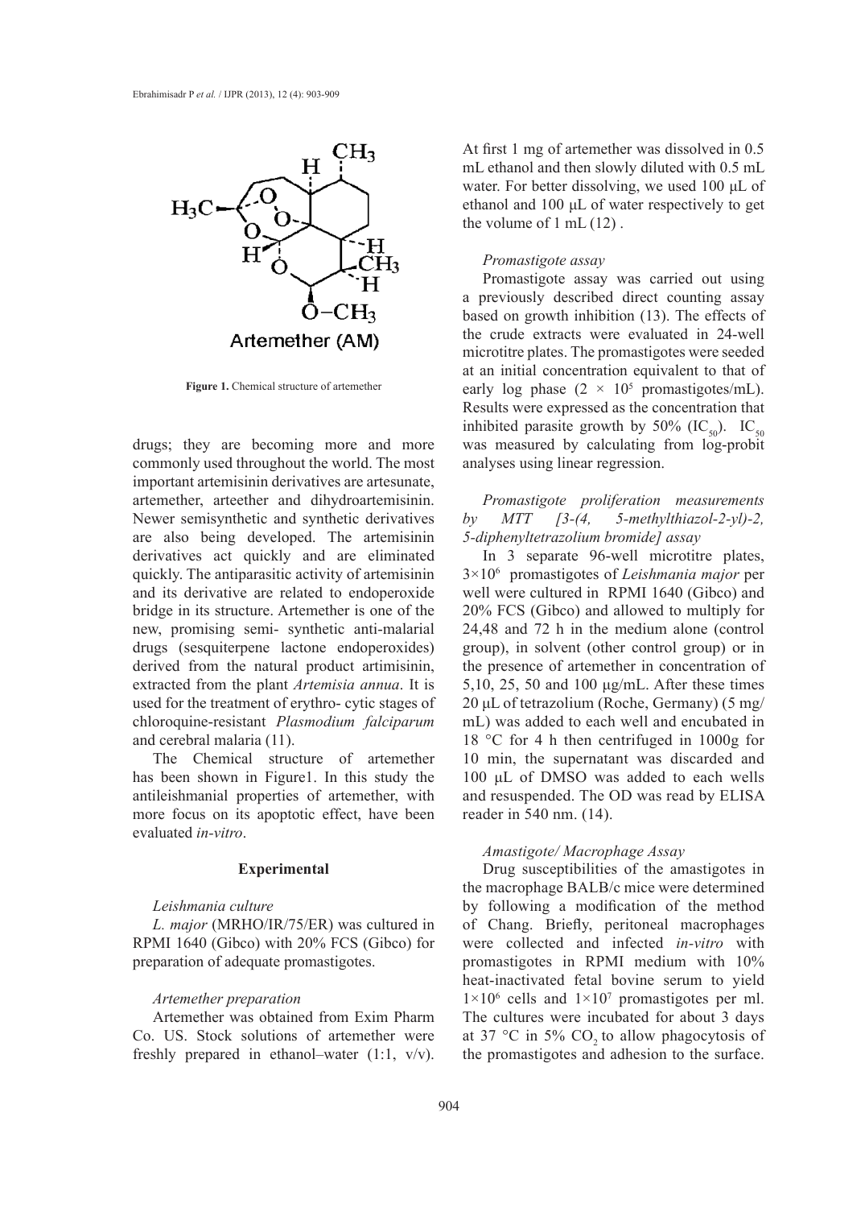Figure 1. Chemical structure of artemether

drugs; they are becoming more and more commonly used throughout the world. The most important artemisinin derivatives are artesunate, artemether, arteether and dihydroartemisinin. Newer semisynthetic and synthetic derivatives are also being developed. The artemisinin derivatives act quickly and are eliminated quickly. The antiparasitic activity of artemisinin and its derivative are related to endoperoxide bridge in its structure. Artemether is one of the new, promising semi- synthetic anti-malarial drugs (sesquiterpene lactone endoperoxides) derived from the natural product artimisinin, extracted from the plant *Artemisia annua*. It is used for the treatment of erythro- cytic stages of chloroquine-resistant *Plasmodium falciparum* and cerebral malaria (11).

The Chemical structure of artemether has been shown in Figure1. In this study the antileishmanial properties of artemether, with more focus on its apoptotic effect, have been evaluated *in-vitro*.

## Experimental

### *Leishmania culture*

*L. major* (MRHO/IR/75/ER) was cultured in RPMI 1640 (Gibco) with 20% FCS (Gibco) for preparation of adequate promastigotes.

### *Artemether preparation*

Artemether was obtained from Exim Pharm Co. US. Stock solutions of artemether were freshly prepared in ethanol–water (1:1, v/v). At first 1 mg of artemether was dissolved in 0.5 mL ethanol and then slowly diluted with 0.5 mL water. For better dissolving, we used 100 μL of ethanol and 100 μL of water respectively to get the volume of 1 mL (12) .

### *Promastigote assay*

Promastigote assay was carried out using a previously described direct counting assay based on growth inhibition (13). The effects of the crude extracts were evaluated in 24-well microtitre plates. The promastigotes were seeded at an initial concentration equivalent to that of early log phase ($2 \times 10^5$ promastigotes/mL). Results were expressed as the concentration that inhibited parasite growth by 50% ($IC_{50}$). $IC_{50}$ was measured by calculating from log-probit analyses using linear regression.

### *Promastigote proliferation measurements by MTT [3-(4, 5-methylthiazol-2-yl)-2, 5-diphenyltetrazolium bromide] assay*

In 3 separate 96-well microtitre plates, $3\times10^6$ promastigotes of *Leishmania major* per well were cultured in RPMI 1640 (Gibco) and 20% FCS (Gibco) and allowed to multiply for 24,48 and 72 h in the medium alone (control group), in solvent (other control group) or in the presence of artemether in concentration of 5,10, 25, 50 and 100 μg/mL. After these times 20 μL of tetrazolium (Roche, Germany) (5 mg/mL) was added to each well and encubated in 18 °C for 4 h then centrifuged in 1000g for 10 min, the supernatant was discarded and 100 μL of DMSO was added to each wells and resuspended. The OD was read by ELISA reader in 540 nm. (14).

### *Amastigote/ Macrophage Assay*

Drug susceptibilities of the amastigotes in the macrophage BALB/c mice were determined by following a modification of the method of Chang. Briefly, peritoneal macrophages were collected and infected *in-vitro* with promastigotes in RPMI medium with 10% heat-inactivated fetal bovine serum to yield $1\times10^6$ cells and $1\times10^7$ promastigotes per ml. The cultures were incubated for about 3 days at 37 °C in 5% $CO_2$ to allow phagocytosis of the promastigotes and adhesion to the surface.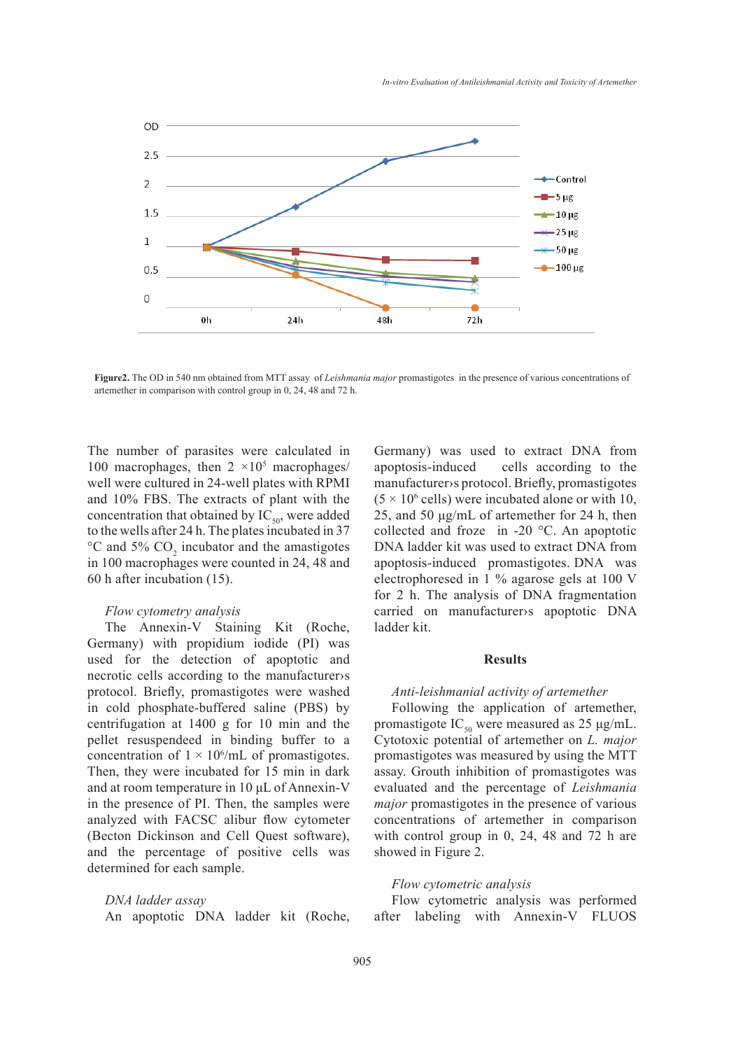Figure2. The OD in 540 nm obtained from MTT assay of *Leishmania major* promastigotes in the presence of various concentrations of artemether in comparison with control group in 0, 24, 48 and 72 h.

The number of parasites were calculated in 100 macrophages, then 2 $\times 10^5$ macrophages/well were cultured in 24-well plates with RPMI and 10% FBS. The extracts of plant with the concentration that obtained by $IC_{50}$, were added to the wells after 24 h. The plates incubated in 37 °C and 5% $CO_2$ incubator and the amastigotes in 100 macrophages were counted in 24, 48 and 60 h after incubation (15).

*Flow cytometry analysis*

The Annexin-V Staining Kit (Roche, Germany) with propidium iodide (PI) was used for the detection of apoptotic and necrotic cells according to the manufacturer›s protocol. Briefly, promastigotes were washed in cold phosphate-buffered saline (PBS) by centrifugation at 1400 g for 10 min and the pellet resuspendeed in binding buffer to a concentration of $1 \times 10^6$/mL of promastigotes. Then, they were incubated for 15 min in dark and at room temperature in 10 µL of Annexin-V in the presence of PI. Then, the samples were analyzed with FACSC alibur flow cytometer (Becton Dickinson and Cell Quest software), and the percentage of positive cells was determined for each sample.

*DNA ladder assay*

An apoptotic DNA ladder kit (Roche, Germany) was used to extract DNA from apoptosis-induced cells according to the manufacturer›s protocol. Briefly, promastigotes ($5 \times 10^6$ cells) were incubated alone or with 10, 25, and 50 µg/mL of artemether for 24 h, then collected and froze in -20 °C. An apoptotic DNA ladder kit was used to extract DNA from apoptosis-induced promastigotes. DNA was electrophoresed in 1 % agarose gels at 100 V for 2 h. The analysis of DNA fragmentation carried on manufacturer›s apoptotic DNA ladder kit.

## Results

*Anti-leishmanial activity of artemether*

Following the application of artemether, promastigote $IC_{50}$ were measured as 25 µg/mL. Cytotoxic potential of artemether on *L. major* promastigotes was measured by using the MTT assay. Grouth inhibition of promastigotes was evaluated and the percentage of *Leishmania major* promastigotes in the presence of various concentrations of artemether in comparison with control group in 0, 24, 48 and 72 h are showed in Figure 2.

*Flow cytometric analysis*

Flow cytometric analysis was performed after labeling with Annexin-V FLUOS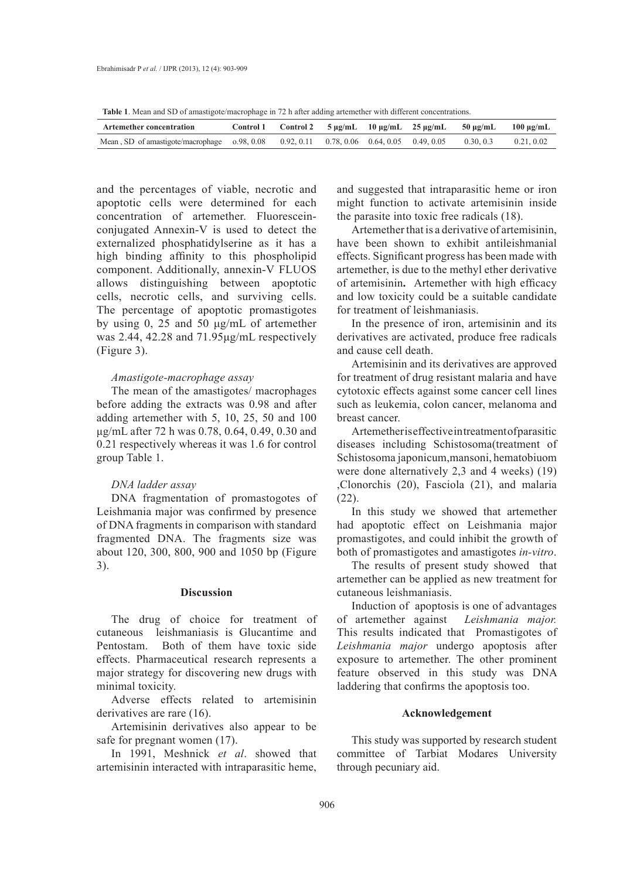**Table 1**. Mean and SD of amastigote/macrophage in 72 h after adding artemether with different concentrations.

| Artemether concentration | Control 1 | Control 2 | 5 μg/mL | 10 μg/mL | 25 μg/mL | 50 μg/mL | 100 μg/mL |
|---|---|---|---|---|---|---|---|
| Mean , SD of amastigote/macrophage | o.98, 0.08 | 0.92, 0.11 | 0.78, 0.06 | 0.64, 0.05 | 0.49, 0.05 | 0.30, 0.3 | 0.21, 0.02 |

and the percentages of viable, necrotic and apoptotic cells were determined for each concentration of artemether. Fluorescein-conjugated Annexin-V is used to detect the externalized phosphatidylserine as it has a high binding affinity to this phospholipid component. Additionally, annexin-V FLUOS allows distinguishing between apoptotic cells, necrotic cells, and surviving cells. The percentage of apoptotic promastigotes by using 0, 25 and 50 μg/mL of artemether was 2.44, 42.28 and 71.95μg/mL respectively (Figure 3).

### *Amastigote-macrophage assay*

The mean of the amastigotes/ macrophages before adding the extracts was 0.98 and after adding artemether with 5, 10, 25, 50 and 100 μg/mL after 72 h was 0.78, 0.64, 0.49, 0.30 and 0.21 respectively whereas it was 1.6 for control group Table 1.

### *DNA ladder assay*

DNA fragmentation of promastogotes of Leishmania major was confirmed by presence of DNA fragments in comparison with standard fragmented DNA. The fragments size was about 120, 300, 800, 900 and 1050 bp (Figure 3).

## Discussion

The drug of choice for treatment of cutaneous leishmaniasis is Glucantime and Pentostam. Both of them have toxic side effects. Pharmaceutical research represents a major strategy for discovering new drugs with minimal toxicity.

Adverse effects related to artemisinin derivatives are rare (16).

Artemisinin derivatives also appear to be safe for pregnant women (17).

In 1991, Meshnick *et al*. showed that artemisinin interacted with intraparasitic heme, and suggested that intraparasitic heme or iron might function to activate artemisinin inside the parasite into toxic free radicals (18).

Artemether that is a derivative of artemisinin, have been shown to exhibit antileishmanial effects. Significant progress has been made with artemether, is due to the methyl ether derivative of artemisinin**.** Artemether with high efficacy and low toxicity could be a suitable candidate for treatment of leishmaniasis.

In the presence of iron, artemisinin and its derivatives are activated, produce free radicals and cause cell death.

Artemisinin and its derivatives are approved for treatment of drug resistant malaria and have cytotoxic effects against some cancer cell lines such as leukemia, colon cancer, melanoma and breast cancer.

Artemether is effective in treatment of parasitic diseases including Schistosoma(treatment of Schistosoma japonicum,mansoni, hematobiuom were done alternatively 2,3 and 4 weeks) (19) ,Clonorchis (20), Fasciola (21), and malaria (22).

In this study we showed that artemether had apoptotic effect on Leishmania major promastigotes, and could inhibit the growth of both of promastigotes and amastigotes *in-vitro*.

The results of present study showed that artemether can be applied as new treatment for cutaneous leishmaniasis.

Induction of apoptosis is one of advantages of artemether against *Leishmania major.* This results indicated that Promastigotes of *Leishmania major* undergo apoptosis after exposure to artemether. The other prominent feature observed in this study was DNA laddering that confirms the apoptosis too.

## Acknowledgement

This study was supported by research student committee of Tarbiat Modares University through pecuniary aid.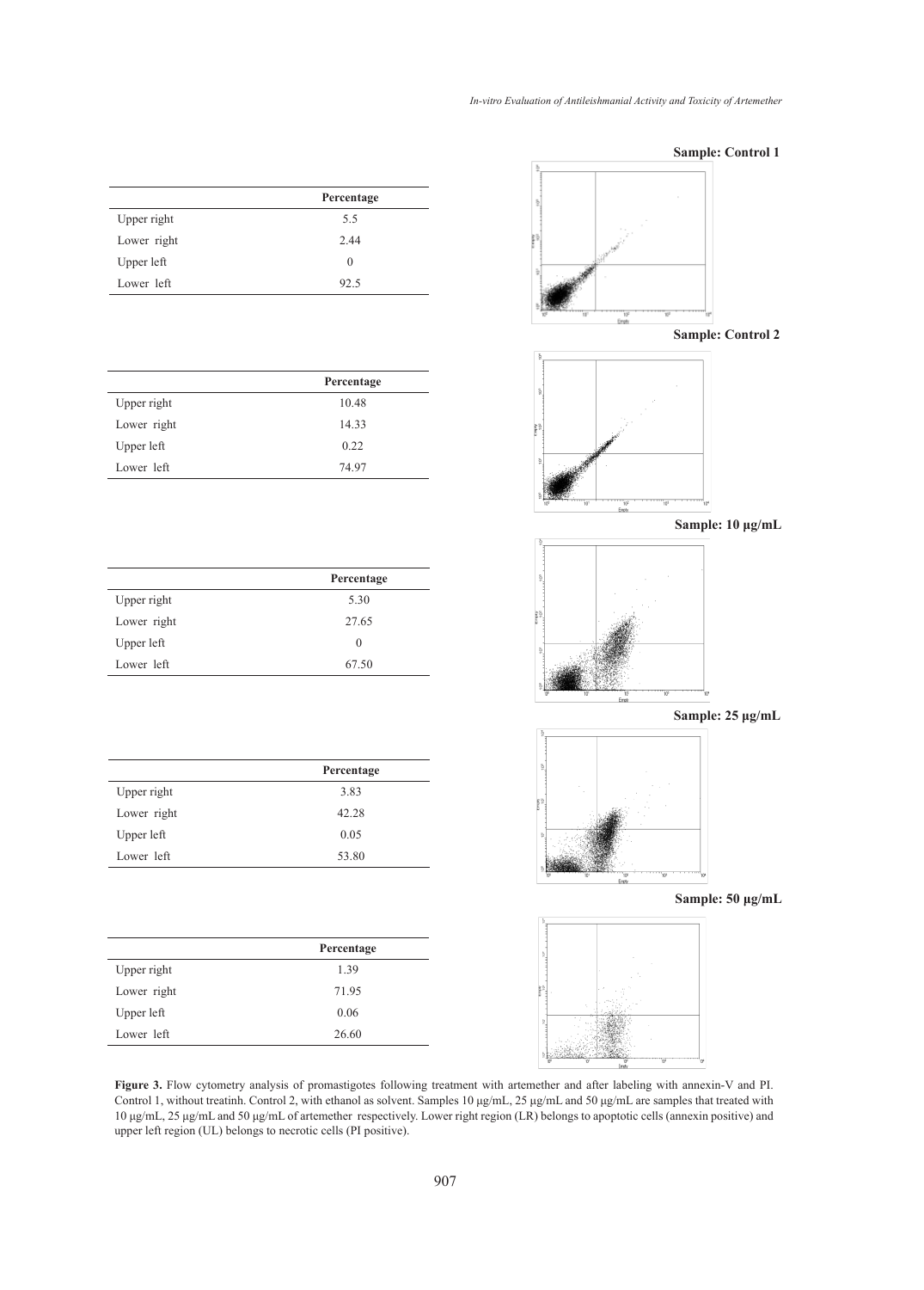**Sample: Control 1**

| | Percentage |
|---|---|
| Upper right | 5.5 |
| Lower right | 2.44 |
| Upper left | 0 |
| Lower left | 92.5 |

**Sample: Control 2**

| | Percentage |
|---|---|
| Upper right | 10.48 |
| Lower right | 14.33 |
| Upper left | 0.22 |
| Lower left | 74.97 |

**Sample: 10 µg/mL**

| | Percentage |
|---|---|
| Upper right | 5.30 |
| Lower right | 27.65 |
| Upper left | 0 |
| Lower left | 67.50 |

**Sample: 25 µg/mL**

| | Percentage |
|---|---|
| Upper right | 3.83 |
| Lower right | 42.28 |
| Upper left | 0.05 |
| Lower left | 53.80 |

**Sample: 50 µg/mL**

| | Percentage |
|---|---|
| Upper right | 1.39 |
| Lower right | 71.95 |
| Upper left | 0.06 |
| Lower left | 26.60 |

**Figure 3.** Flow cytometry analysis of promastigotes following treatment with artemether and after labeling with annexin-V and PI. Control 1, without treatinh. Control 2, with ethanol as solvent. Samples 10 µg/mL, 25 µg/mL and 50 µg/mL are samples that treated with 10 µg/mL, 25 µg/mL and 50 µg/mL of artemether respectively. Lower right region (LR) belongs to apoptotic cells (annexin positive) and upper left region (UL) belongs to necrotic cells (PI positive).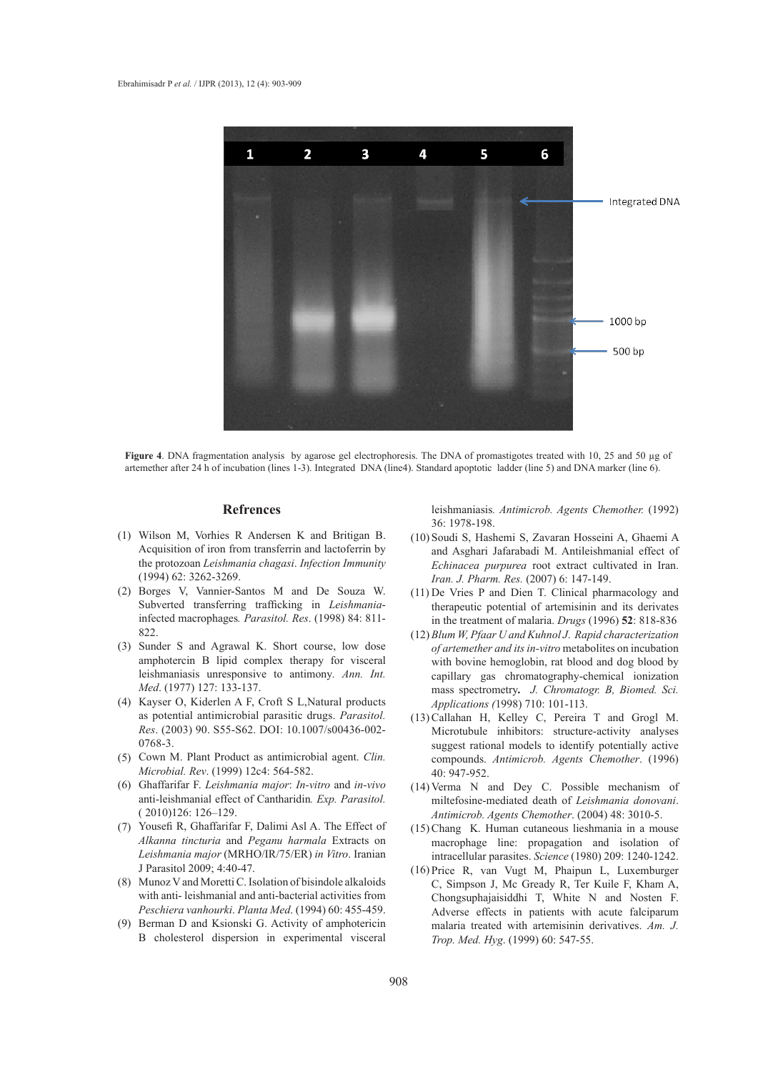Figure 4. DNA fragmentation analysis by agarose gel electrophoresis. The DNA of promastigotes treated with 10, 25 and 50 µg of artemether after 24 h of incubation (lines 1-3). Integrated DNA (line4). Standard apoptotic ladder (line 5) and DNA marker (line 6).

## Refrences

(1) Wilson M, Vorhies R Andersen K and Britigan B. Acquisition of iron from transferrin and lactoferrin by the protozoan *Leishmania chagasi*. *Infection Immunity* (1994) 62: 3262-3269.

(2) Borges V, Vannier-Santos M and De Souza W. Subverted transferring trafficking in *Leishmania*-infected macrophages*. Parasitol. Res*. (1998) 84: 811-822.

(3) Sunder S and Agrawal K. Short course, low dose amphotercin B lipid complex therapy for visceral leishmaniasis unresponsive to antimony*. Ann. Int. Med*. (1977) 127: 133-137.

(4) Kayser O, Kiderlen A F, Croft S L,Natural products as potential antimicrobial parasitic drugs. *Parasitol. Res*. (2003) 90. S55-S62. DOI: 10.1007/s00436-002-0768-3.

(5) Cown M. Plant Product as antimicrobial agent. *Clin. Microbial. Rev*. (1999) 12c4: 564-582.

(6) Ghaffarifar F. *Leishmania major*: *In-vitro* and *in-vivo* anti-leishmanial effect of Cantharidin*. Exp. Parasitol.* ( 2010)126: 126–129.

(7) Yousefi R, Ghaffarifar F, Dalimi Asl A. The Effect of *Alkanna tincturia* and *Peganu harmala* Extracts on *Leishmania major* (MRHO/IR/75/ER) *in Vitro*. Iranian J Parasitol 2009; 4:40-47.

(8) Munoz V and Moretti C. Isolation of bisindole alkaloids with anti- leishmanial and anti-bacterial activities from *Peschiera vanhourki*. *Planta Med*. (1994) 60: 455-459.

(9) Berman D and Ksionski G. Activity of amphotericin B cholesterol dispersion in experimental visceral leishmaniasis*. Antimicrob. Agents Chemother.* (1992) 36: 1978-198.

(10) Soudi S, Hashemi S, Zavaran Hosseini A, Ghaemi A and Asghari Jafarabadi M. Antileishmanial effect of *Echinacea purpurea* root extract cultivated in Iran. *Iran. J. Pharm. Res.* (2007) 6: 147-149.

(11) De Vries P and Dien T. Clinical pharmacology and therapeutic potential of artemisinin and its derivates in the treatment of malaria. *Drugs* (1996) **52**: 818-836

(12) *Blum W, Pfaar U and Kuhnol J. Rapid characterization of artemether and its in-vitro* metabolites on incubation with bovine hemoglobin, rat blood and dog blood by capillary gas chromatography-chemical ionization mass spectrometry**.** *J. Chromatogr. B, Biomed. Sci. Applications (*1998) 710: 101-113.

(13) Callahan H, Kelley C, Pereira T and Grogl M. Microtubule inhibitors: structure-activity analyses suggest rational models to identify potentially active compounds. *Antimicrob. Agents Chemother*. (1996) 40: 947-952.

(14) Verma N and Dey C. Possible mechanism of miltefosine-mediated death of *Leishmania donovani*. *Antimicrob. Agents Chemother*. (2004) 48: 3010-5.

(15) Chang K. Human cutaneous lieshmania in a mouse macrophage line: propagation and isolation of intracellular parasites. *Science* (1980) 209: 1240-1242.

(16) Price R, van Vugt M, Phaipun L, Luxemburger C, Simpson J, Mc Gready R, Ter Kuile F, Kham A, Chongsuphajaisiddhi T, White N and Nosten F. Adverse effects in patients with acute falciparum malaria treated with artemisinin derivatives. *Am. J. Trop. Med. Hyg*. (1999) 60: 547-55.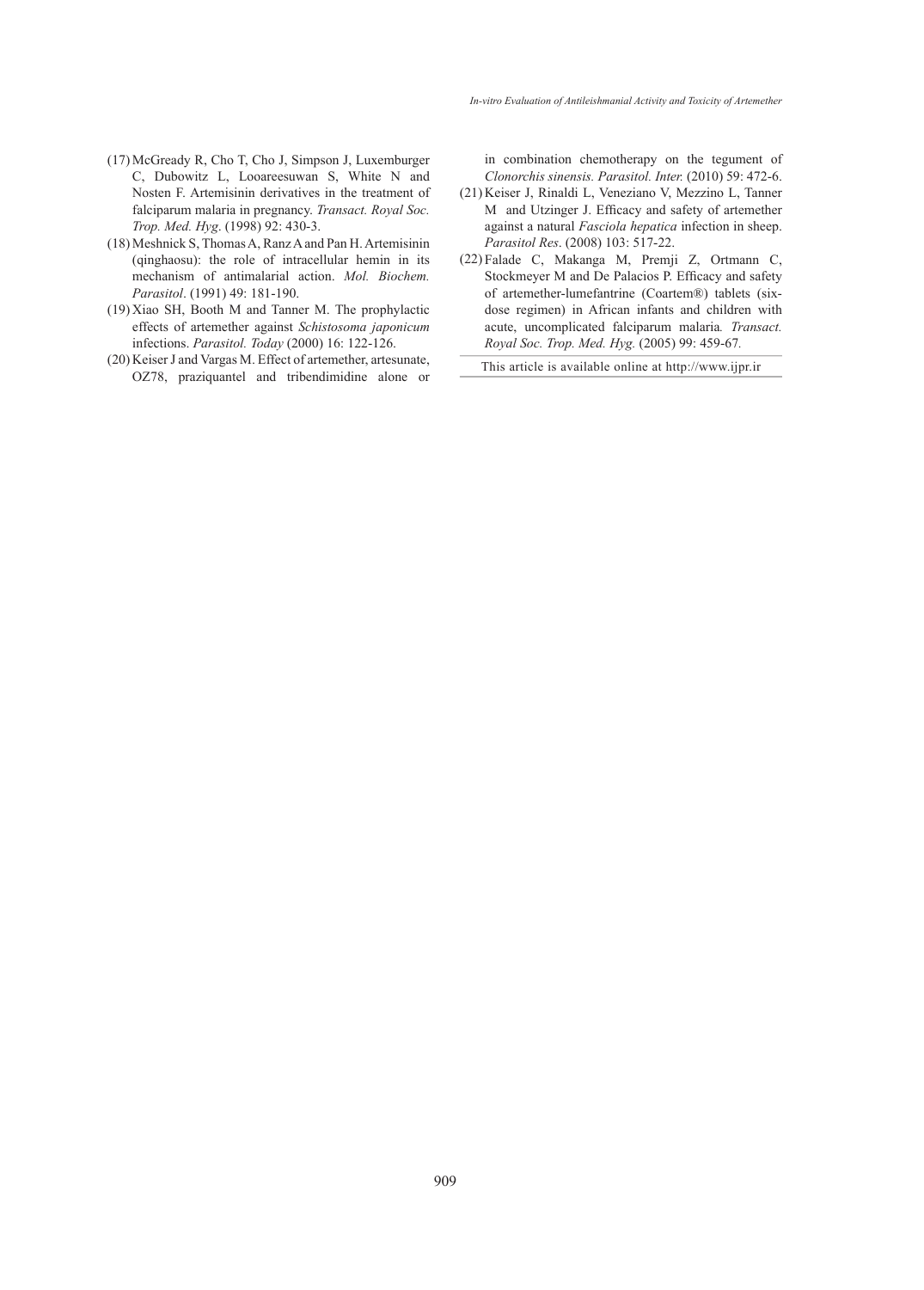(17) McGready R, Cho T, Cho J, Simpson J, Luxemburger C, Dubowitz L, Looareesuwan S, White N and Nosten F. Artemisinin derivatives in the treatment of falciparum malaria in pregnancy. *Transact. Royal Soc. Trop. Med. Hyg*. (1998) 92: 430-3.

(18) Meshnick S, Thomas A, Ranz A and Pan H. Artemisinin (qinghaosu): the role of intracellular hemin in its mechanism of antimalarial action. *Mol. Biochem. Parasitol*. (1991) 49: 181-190.

(19) Xiao SH, Booth M and Tanner M. The prophylactic effects of artemether against *Schistosoma japonicum* infections. *Parasitol. Today* (2000) 16: 122-126.

(20) Keiser J and Vargas M. Effect of artemether, artesunate, OZ78, praziquantel and tribendimidine alone or in combination chemotherapy on the tegument of *Clonorchis sinensis*. *Parasitol. Inter.* (2010) 59: 472-6.

(21) Keiser J, Rinaldi L, Veneziano V, Mezzino L, Tanner M and Utzinger J. Efficacy and safety of artemether against a natural *Fasciola hepatica* infection in sheep. *Parasitol Res*. (2008) 103: 517-22.

(22) Falade C, Makanga M, Premji Z, Ortmann C, Stockmeyer M and De Palacios P. Efficacy and safety of artemether-lumefantrine (Coartem®) tablets (six-dose regimen) in African infants and children with acute, uncomplicated falciparum malaria. *Transact. Royal Soc. Trop. Med. Hyg.* (2005) 99: 459-67.

This article is available online at http://www.ijpr.ir